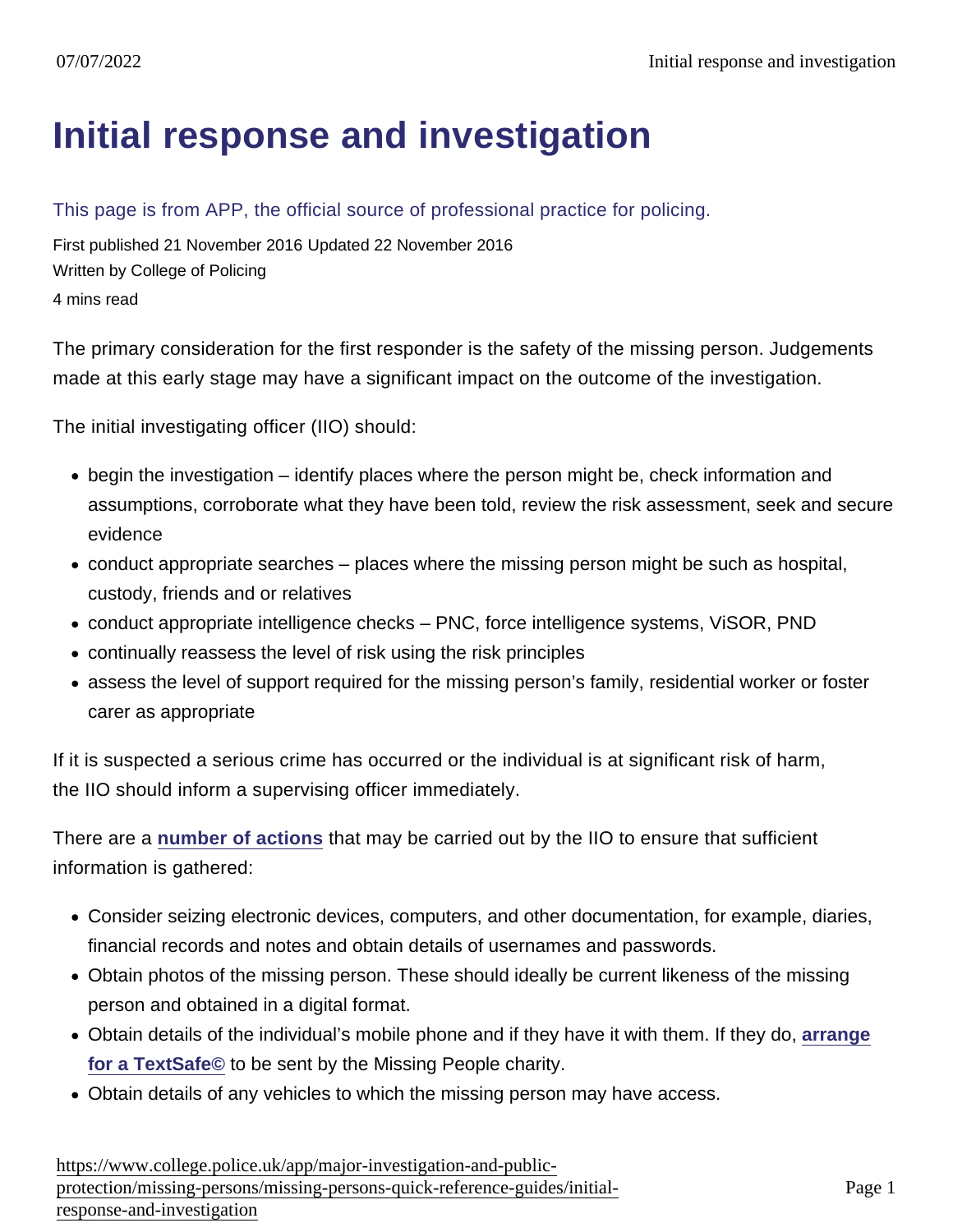# Initial response and investigation

This page is from APP, the official source of professional practice for policing.

First published 21 November 2016 Updated 22 November 2016

Written by College of Policing

4 mins read

The primary consideration for the first responder is the safety of the missing person. Judgements made at this early stage may have a significant impact on the outcome of the investigation.

The initial investigating officer (IIO) should:

- begin the investigation – identify places where the person might be, check information and assumptions, corroborate what they have been told, review the risk assessment, seek and secure evidence
- conduct appropriate searches – places where the missing person might be such as hospital, custody, friends and or relatives
- conduct appropriate intelligence checks – PNC, force intelligence systems, ViSOR, PND
- continually reassess the level of risk using the risk principles
- assess the level of support required for the missing person's family, residential worker or foster carer as appropriate

If it is suspected a serious crime has occurred or the individual is at significant risk of harm, the IIO should inform a supervising officer immediately.

There are a **number of actions** that may be carried out by the IIO to ensure that sufficient information is gathered:

- Consider seizing electronic devices, computers, and other documentation, for example, diaries, financial records and notes and obtain details of usernames and passwords.
- Obtain photos of the missing person. These should ideally be current likeness of the missing person and obtained in a digital format.
- Obtain details of the individual's mobile phone and if they have it with them. If they do, **arrange for a TextSafe©** to be sent by the Missing People charity.
- Obtain details of any vehicles to which the missing person may have access.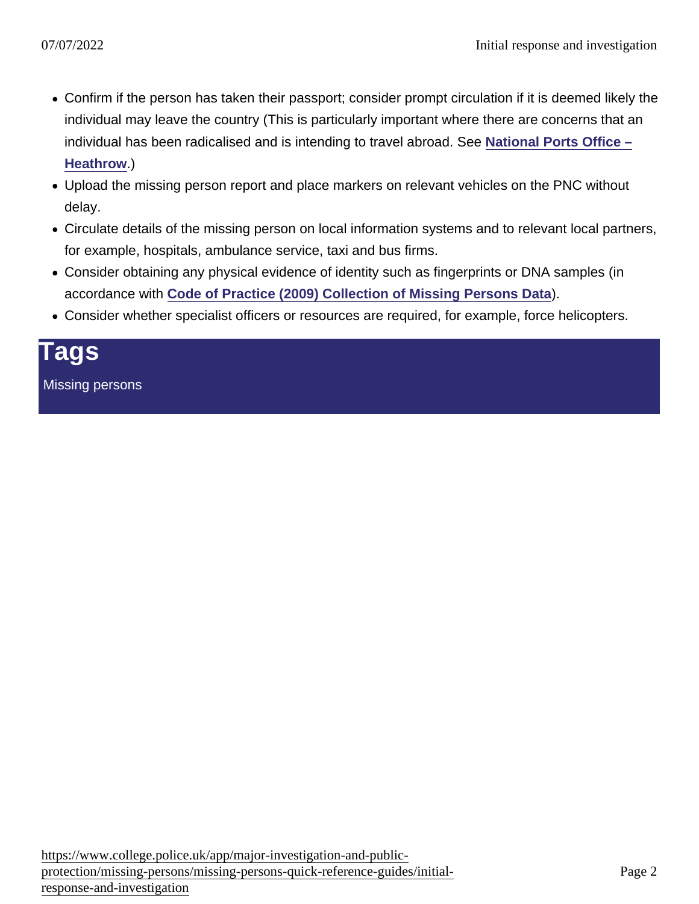- Confirm if the person has taken their passport; consider prompt circulation if it is deemed likely the individual may leave the country (This is particularly important where there are concerns that an individual has been radicalised and is intending to travel abroad. See **National Ports Office – Heathrow**.)
- Upload the missing person report and place markers on relevant vehicles on the PNC without delay.
- Circulate details of the missing person on local information systems and to relevant local partners, for example, hospitals, ambulance service, taxi and bus firms.
- Consider obtaining any physical evidence of identity such as fingerprints or DNA samples (in accordance with **Code of Practice (2009) Collection of Missing Persons Data**).
- Consider whether specialist officers or resources are required, for example, force helicopters.

# Tags

Missing persons